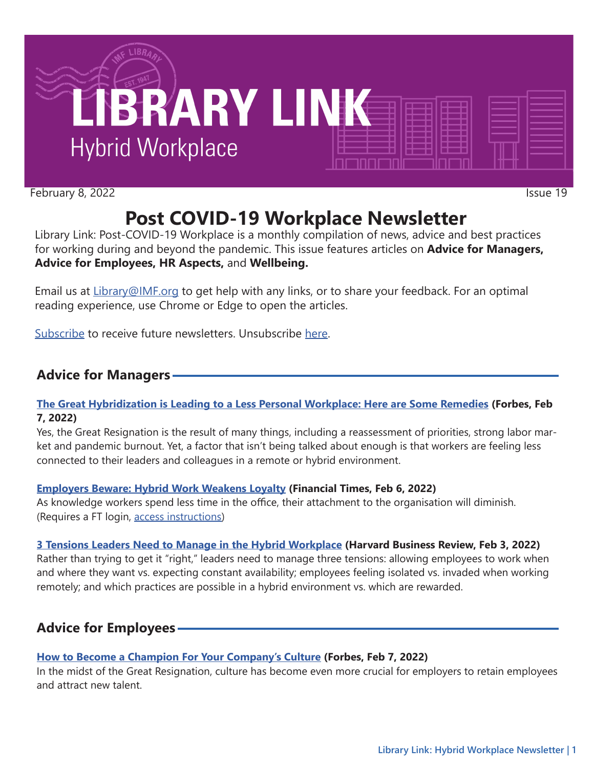# LIBRARY LINK
## Hybrid Workplace

February 8, 2022 Issue 19

# Post COVID-19 Workplace Newsletter

Library Link: Post-COVID-19 Workplace is a monthly compilation of news, advice and best practices for working during and beyond the pandemic. This issue features articles on **Advice for Managers, Advice for Employees, HR Aspects,** and **Wellbeing.**

Email us at Library@IMF.org to get help with any links, or to share your feedback. For an optimal reading experience, use Chrome or Edge to open the articles.

Subscribe to receive future newsletters. Unsubscribe here.

## Advice for Managers

**The Great Hybridization is Leading to a Less Personal Workplace: Here are Some Remedies (Forbes, Feb 7, 2022)**
Yes, the Great Resignation is the result of many things, including a reassessment of priorities, strong labor market and pandemic burnout. Yet, a factor that isn't being talked about enough is that workers are feeling less connected to their leaders and colleagues in a remote or hybrid environment.

**Employers Beware: Hybrid Work Weakens Loyalty (Financial Times, Feb 6, 2022)**
As knowledge workers spend less time in the office, their attachment to the organisation will diminish. (Requires a FT login, access instructions)

**3 Tensions Leaders Need to Manage in the Hybrid Workplace (Harvard Business Review, Feb 3, 2022)**
Rather than trying to get it "right," leaders need to manage three tensions: allowing employees to work when and where they want vs. expecting constant availability; employees feeling isolated vs. invaded when working remotely; and which practices are possible in a hybrid environment vs. which are rewarded.

## Advice for Employees

**How to Become a Champion For Your Company's Culture (Forbes, Feb 7, 2022)**
In the midst of the Great Resignation, culture has become even more crucial for employers to retain employees and attract new talent.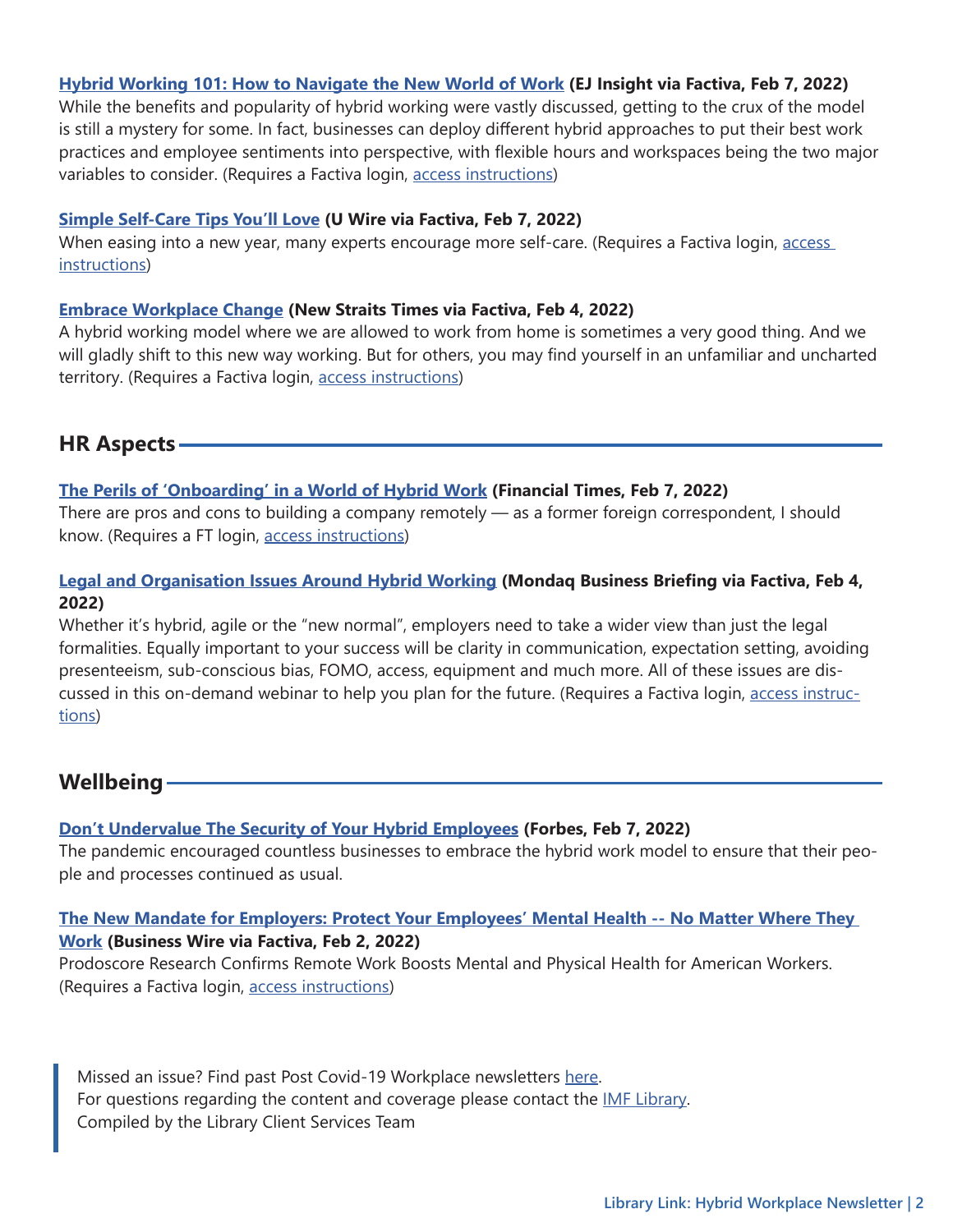**Hybrid Working 101: How to Navigate the New World of Work** **(EJ Insight via Factiva, Feb 7, 2022)**
While the benefits and popularity of hybrid working were vastly discussed, getting to the crux of the model is still a mystery for some. In fact, businesses can deploy different hybrid approaches to put their best work practices and employee sentiments into perspective, with flexible hours and workspaces being the two major variables to consider. (Requires a Factiva login, access instructions)

**Simple Self-Care Tips You'll Love** **(U Wire via Factiva, Feb 7, 2022)**
When easing into a new year, many experts encourage more self-care. (Requires a Factiva login, access instructions)

**Embrace Workplace Change** **(New Straits Times via Factiva, Feb 4, 2022)**
A hybrid working model where we are allowed to work from home is sometimes a very good thing. And we will gladly shift to this new way working. But for others, you may find yourself in an unfamiliar and uncharted territory. (Requires a Factiva login, access instructions)

## HR Aspects

**The Perils of 'Onboarding' in a World of Hybrid Work** **(Financial Times, Feb 7, 2022)**
There are pros and cons to building a company remotely — as a former foreign correspondent, I should know. (Requires a FT login, access instructions)

**Legal and Organisation Issues Around Hybrid Working** **(Mondaq Business Briefing via Factiva, Feb 4, 2022)**
Whether it's hybrid, agile or the "new normal", employers need to take a wider view than just the legal formalities. Equally important to your success will be clarity in communication, expectation setting, avoiding presenteeism, sub-conscious bias, FOMO, access, equipment and much more. All of these issues are discussed in this on-demand webinar to help you plan for the future. (Requires a Factiva login, access instructions)

## Wellbeing

**Don't Undervalue The Security of Your Hybrid Employees** **(Forbes, Feb 7, 2022)**
The pandemic encouraged countless businesses to embrace the hybrid work model to ensure that their people and processes continued as usual.

**The New Mandate for Employers: Protect Your Employees' Mental Health -- No Matter Where They Work** **(Business Wire via Factiva, Feb 2, 2022)**
Prodoscore Research Confirms Remote Work Boosts Mental and Physical Health for American Workers. (Requires a Factiva login, access instructions)

> Missed an issue? Find past Post Covid-19 Workplace newsletters here.
> For questions regarding the content and coverage please contact the IMF Library.
> Compiled by the Library Client Services Team